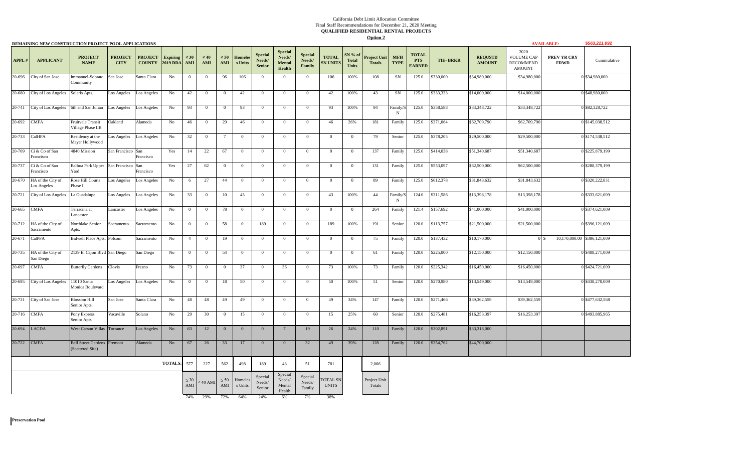California Debt Limit Allocation Committee
Final Staff Recommendations for December 21, 2020 Meeting
**QUALIFIED RESIDENTIAL RENTAL PROJECTS**
**Option 2**

**REMAINING NEW CONSTRUCTION PROJECT POOL APPLICATIONS**

**AVAILABLE:** *$563,221,092*

| APPL # | APPLICANT | PROJECT NAME | PROJECT CITY | PROJECT COUNTY | Expiring 2019 DDA | ≤ 30 AMI | ≤ 40 AMI | ≤ 50 AMI | Homeless Units | Special Needs/ Senior | Special Needs/ Mental Health | Special Needs/ Family | TOTAL SN UNITS | SN % of Total Units | Project Unit Totals | MFH TYPE | TOTAL PTS EARNED | TIE- BRKR | REQUSTD AMOUNT | 2020 VOLUME CAP RECOMMEND AMOUNT | PREV YR CRY FRWD | Cummulative |
|---|---|---|---|---|---|---|---|---|---|---|---|---|---|---|---|---|---|---|---|---|---|---|
| 20-696 | City of San Jose | Immanuel-Sobrato Community | San Jose | Santa Clara | No | 0 | 0 | 96 | 106 | 0 | 0 | 0 | 106 | 100% | 108 | SN | 125.0 | $330,000 | $34,980,000 | $34,980,000 | 0 | $34,980,000 |
| 20-680 | City of Los Angeles | Solaris Apts. | Los Angeles | Los Angeles | No | 42 | 0 | 0 | 42 | 0 | 0 | 0 | 42 | 100% | 43 | SN | 125.0 | $333,333 | $14,000,000 | $14,000,000 | 0 | $48,980,000 |
| 20-741 | City of Los Angeles | 6th and San Julian | Los Angeles | Los Angeles | No | 93 | 0 | 0 | 93 | 0 | 0 | 0 | 93 | 100% | 94 | Family/SN | 125.0 | $358,588 | $33,348,722 | $33,348,722 | 0 | $82,328,722 |
| 20-692 | CMFA | Fruitvale Transit Village Phase IIB | Oakland | Alameda | No | 46 | 0 | 29 | 46 | 0 | 0 | 0 | 46 | 26% | 181 | Family | 125.0 | $371,064 | $62,709,790 | $62,709,790 | 0 | $145,038,512 |
| 20-733 | CalHFA | Residency at the Mayer Hollywood | Los Angeles | Los Angeles | No | 32 | 0 | 7 | 0 | 0 | 0 | 0 | 0 | 0 | 79 | Senior | 125.0 | $378,205 | $29,500,000 | $29,500,000 | 0 | $174,538,512 |
| 20-709 | Ci & Co of San Francisco | 4840 Mission | San Francisco | San Francisco | Yes | 14 | 22 | 67 | 0 | 0 | 0 | 0 | 0 | 0 | 137 | Family | 125.0 | $414,038 | $51,340,687 | $51,340,687 | 0 | $225,879,199 |
| 20-737 | Ci & Co of San Francisco | Balboa Park Upper Yard | San Francisco | San Francisco | Yes | 27 | 62 | 0 | 0 | 0 | 0 | 0 | 0 | 0 | 131 | Family | 125.0 | $553,097 | $62,500,000 | $62,500,000 | 0 | $288,379,199 |
| 20-670 | HA of the City of Los Angeles | Rose Hill Courts Phase I | Los Angeles | Los Angeles | No | 6 | 27 | 44 | 0 | 0 | 0 | 0 | 0 | 0 | 89 | Family | 125.0 | $612,378 | $31,843,632 | $31,843,632 | 0 | $320,222,831 |
| 20-721 | City of Los Angeles | La Guadalupe | Los Angeles | Los Angeles | No | 33 | 0 | 10 | 43 | 0 | 0 | 0 | 43 | 100% | 44 | Family/SN | 124.0 | $311,586 | $13,398,178 | $13,398,178 | 0 | $333,621,009 |
| 20-665 | CMFA | Terracina at Lancaster | Lancaster | Los Angeles | No | 0 | 0 | 78 | 0 | 0 | 0 | 0 | 0 | 0 | 264 | Family | 121.4 | $157,692 | $41,000,000 | $41,000,000 | 0 | $374,621,009 |
| 20-712 | HA of the City of Sacramento | Northlake Senior Apts. | Sacramento | Sacramento | No | 0 | 0 | 58 | 0 | 189 | 0 | 0 | 189 | 100% | 191 | Senior | 120.0 | $113,757 | $21,500,000 | $21,500,000 | 0 | $396,121,009 |
| 20-671 | CalPFA | Bidwell Place Apts. | Folsom | Sacramento | No | 4 | 0 | 19 | 0 | 0 | 0 | 0 | 0 | 0 | 75 | Family | 120.0 | $137,432 | $10,170,000 | 0 | $ 10,170,000.00 | $396,121,009 |
| 20-735 | HA of the City of San Diego | 2139 El Cajon Blvd | San Diego | San Diego | No | 0 | 0 | 54 | 0 | 0 | 0 | 0 | 0 | 0 | 61 | Family | 120.0 | $225,000 | $12,150,000 | $12,150,000 | 0 | $408,271,009 |
| 20-697 | CMFA | Butterfly Gardens | Clovis | Fresno | No | 73 | 0 | 0 | 37 | 0 | 36 | 0 | 73 | 100% | 73 | Family | 120.0 | $225,342 | $16,450,000 | $16,450,000 | 0 | $424,721,009 |
| 20-695 | City of Los Angeles | 11010 Santa Monica Boulevard | Los Angeles | Los Angeles | No | 0 | 0 | 18 | 50 | 0 | 0 | 0 | 50 | 100% | 51 | Senior | 120.0 | $270,980 | $13,549,000 | $13,549,000 | 0 | $438,270,009 |
| 20-731 | City of San Jose | Blossom Hill Senior Apts. | San Jose | Santa Clara | No | 48 | 48 | 49 | 49 | 0 | 0 | 0 | 49 | 34% | 147 | Family | 120.0 | $271,466 | $39,362,559 | $39,362,559 | 0 | $477,632,568 |
| 20-716 | CMFA | Pony Express Senior Apts. | Vacaville | Solano | No | 29 | 30 | 0 | 15 | 0 | 0 | 0 | 15 | 25% | 60 | Senior | 120.0 | $275,481 | $16,253,397 | $16,253,397 | 0 | $493,885,965 |
| 20-694 | LACDA | West Carson Villas | Torrance | Los Angeles | No | 63 | 12 | 0 | 0 | 0 | 7 | 19 | 26 | 24% | 110 | Family | 120.0 | $302,891 | $33,318,000 | | | |
| 20-722 | CMFA | Bell Street Gardens (Scattered Site) | Fremont | Alameda | No | 67 | 26 | 33 | 17 | 0 | 0 | 32 | 49 | 39% | 128 | Family | 120.0 | $354,762 | $44,700,000 | | | |
| | | | | | **TOTALS:** | 577 | 227 | 562 | 498 | 189 | 43 | 51 | 781 | | 2,066 | | | | | | | |
| | | | | | | ≤ 30 AMI | ≤ 40 AMI | ≤ 50 AMI | Homeless Units | Special Needs/ Senior | Special Needs/ Mental Health | Special Needs/ Family | TOTAL SN UNITS | | Project Unit Totals | | | | | | | |
| | | | | | | 74% | 29% | 72% | 64% | 24% | 6% | 7% | 38% | | | | | | | | | |

**Preservation Pool**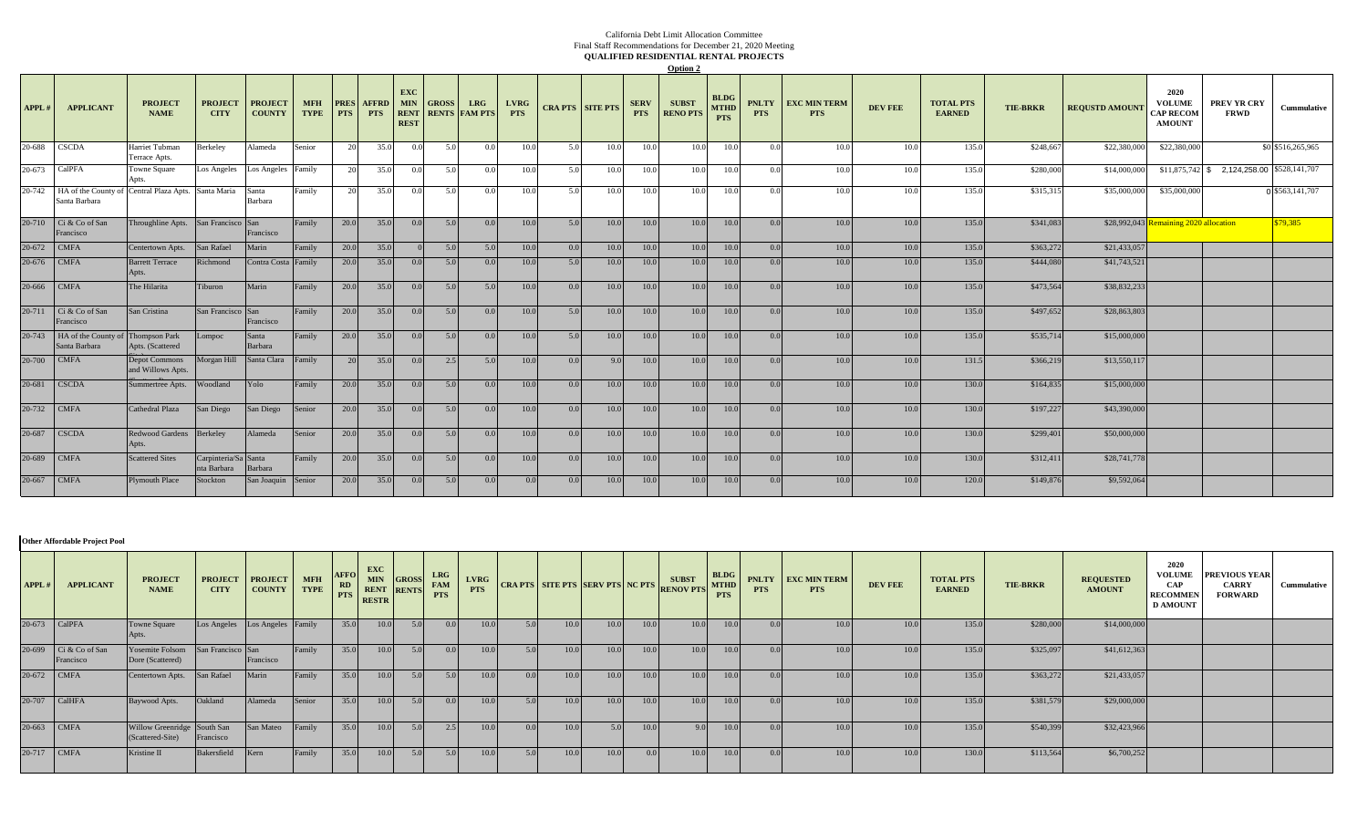California Debt Limit Allocation Committee
Final Staff Recommendations for December 21, 2020 Meeting
**QUALIFIED RESIDENTIAL RENTAL PROJECTS**
**Option 2**

| APPL # | APPLICANT | PROJECT NAME | PROJECT CITY | PROJECT COUNTY | MFH TYPE | PRES PTS | AFFRD PTS | EXC MIN RENT REST | GROSS RENTS | LRG FAM PTS | LVRG PTS | CRA PTS | SITE PTS | SERV PTS | SUBST RENO PTS | BLDG MTHD PTS | PNLTY PTS | EXC MIN TERM PTS | DEV FEE | TOTAL PTS EARNED | TIE-BRKR | REQUSTD AMOUNT | 2020 VOLUME CAP RECOM AMOUNT | PREV YR CRY FRWD | Cummulative |
|---|---|---|---|---|---|---|---|---|---|---|---|---|---|---|---|---|---|---|---|---|---|---|---|---|---|
| 20-688 | CSCDA | Harriet Tubman Terrace Apts. | Berkeley | Alameda | Senior | 20 | 35.0 | 0.0 | 5.0 | 0.0 | 10.0 | 5.0 | 10.0 | 10.0 | 10.0 | 10.0 | 0.0 | 10.0 | 10.0 | 135.0 | $248,667 | $22,380,000 | $22,380,000 | $0 | $516,265,965 |
| 20-673 | CalPFA | Towne Square Apts. | Los Angeles | Los Angeles | Family | 20 | 35.0 | 0.0 | 5.0 | 0.0 | 10.0 | 5.0 | 10.0 | 10.0 | 10.0 | 10.0 | 0.0 | 10.0 | 10.0 | 135.0 | $280,000 | $14,000,000 | $11,875,742 | $ 2,124,258.00 | $528,141,707 |
| 20-742 | HA of the County of Santa Barbara | Central Plaza Apts. | Santa Maria | Santa Barbara | Family | 20 | 35.0 | 0.0 | 5.0 | 0.0 | 10.0 | 5.0 | 10.0 | 10.0 | 10.0 | 10.0 | 0.0 | 10.0 | 10.0 | 135.0 | $315,315 | $35,000,000 | $35,000,000 | 0 | $563,141,707 |
| 20-710 | Ci & Co of San Francisco | Throughline Apts. | San Francisco | San Francisco | Family | 20.0 | 35.0 | 0.0 | 5.0 | 0.0 | 10.0 | 5.0 | 10.0 | 10.0 | 10.0 | 10.0 | 0.0 | 10.0 | 10.0 | 135.0 | $341,083 | $28,992,043 | Remaining 2020 allocation | | $79,385 |
| 20-672 | CMFA | Centertown Apts. | San Rafael | Marin | Family | 20.0 | 35.0 | 0 | 5.0 | 5.0 | 10.0 | 0.0 | 10.0 | 10.0 | 10.0 | 10.0 | 0.0 | 10.0 | 10.0 | 135.0 | $363,272 | $21,433,057 | | | |
| 20-676 | CMFA | Barrett Terrace Apts. | Richmond | Contra Costa | Family | 20.0 | 35.0 | 0.0 | 5.0 | 0.0 | 10.0 | 5.0 | 10.0 | 10.0 | 10.0 | 10.0 | 0.0 | 10.0 | 10.0 | 135.0 | $444,080 | $41,743,521 | | | |
| 20-666 | CMFA | The Hilarita | Tiburon | Marin | Family | 20.0 | 35.0 | 0.0 | 5.0 | 5.0 | 10.0 | 0.0 | 10.0 | 10.0 | 10.0 | 10.0 | 0.0 | 10.0 | 10.0 | 135.0 | $473,564 | $38,832,233 | | | |
| 20-711 | Ci & Co of San Francisco | San Cristina | San Francisco | San Francisco | Family | 20.0 | 35.0 | 0.0 | 5.0 | 0.0 | 10.0 | 5.0 | 10.0 | 10.0 | 10.0 | 10.0 | 0.0 | 10.0 | 10.0 | 135.0 | $497,652 | $28,863,803 | | | |
| 20-743 | HA of the County of Santa Barbara | Thompson Park Apts. (Scattered | Lompoc | Santa Barbara | Family | 20.0 | 35.0 | 0.0 | 5.0 | 0.0 | 10.0 | 5.0 | 10.0 | 10.0 | 10.0 | 10.0 | 0.0 | 10.0 | 10.0 | 135.0 | $535,714 | $15,000,000 | | | |
| 20-700 | CMFA | Depot Commons and Willows Apts. | Morgan Hill | Santa Clara | Family | 20 | 35.0 | 0.0 | 2.5 | 5.0 | 10.0 | 0.0 | 9.0 | 10.0 | 10.0 | 10.0 | 0.0 | 10.0 | 10.0 | 131.5 | $366,219 | $13,550,117 | | | |
| 20-681 | CSCDA | Summertree Apts. | Woodland | Yolo | Family | 20.0 | 35.0 | 0.0 | 5.0 | 0.0 | 10.0 | 0.0 | 10.0 | 10.0 | 10.0 | 10.0 | 0.0 | 10.0 | 10.0 | 130.0 | $164,835 | $15,000,000 | | | |
| 20-732 | CMFA | Cathedral Plaza | San Diego | San Diego | Senior | 20.0 | 35.0 | 0.0 | 5.0 | 0.0 | 10.0 | 0.0 | 10.0 | 10.0 | 10.0 | 10.0 | 0.0 | 10.0 | 10.0 | 130.0 | $197,227 | $43,390,000 | | | |
| 20-687 | CSCDA | Redwood Gardens Apts. | Berkeley | Alameda | Senior | 20.0 | 35.0 | 0.0 | 5.0 | 0.0 | 10.0 | 0.0 | 10.0 | 10.0 | 10.0 | 10.0 | 0.0 | 10.0 | 10.0 | 130.0 | $299,401 | $50,000,000 | | | |
| 20-689 | CMFA | Scattered Sites | Carpinteria/Santa Barbara | Santa Barbara | Family | 20.0 | 35.0 | 0.0 | 5.0 | 0.0 | 10.0 | 0.0 | 10.0 | 10.0 | 10.0 | 10.0 | 0.0 | 10.0 | 10.0 | 130.0 | $312,411 | $28,741,778 | | | |
| 20-667 | CMFA | Plymouth Place | Stockton | San Joaquin | Senior | 20.0 | 35.0 | 0.0 | 5.0 | 0.0 | 0.0 | 0.0 | 10.0 | 10.0 | 10.0 | 10.0 | 0.0 | 10.0 | 10.0 | 120.0 | $149,876 | $9,592,064 | | | |

**Other Affordable Project Pool**

| APPL # | APPLICANT | PROJECT NAME | PROJECT CITY | PROJECT COUNTY | MFH TYPE | AFFORD PTS | EXC MIN RENT RESTR | GROSS RENTS | LRG FAM PTS | LVRG PTS | CRA PTS | SITE PTS | SERV PTS | NC PTS | SUBST RENOV PTS | BLDG MTHD PTS | PNLTY PTS | EXC MIN TERM PTS | DEV FEE | TOTAL PTS EARNED | TIE-BRKR | REQUESTED AMOUNT | 2020 VOLUME CAP RECOMMEN D AMOUNT | PREVIOUS YEAR CARRY FORWARD | Cummulative |
|---|---|---|---|---|---|---|---|---|---|---|---|---|---|---|---|---|---|---|---|---|---|---|---|---|---|
| 20-673 | CalPFA | Towne Square Apts. | Los Angeles | Los Angeles | Family | 35.0 | 10.0 | 5.0 | 0.0 | 10.0 | 5.0 | 10.0 | 10.0 | 10.0 | 10.0 | 10.0 | 0.0 | 10.0 | 10.0 | 135.0 | $280,000 | $14,000,000 | | | |
| 20-699 | Ci & Co of San Francisco | Yosemite Folsom Dore (Scattered) | San Francisco | San Francisco | Family | 35.0 | 10.0 | 5.0 | 0.0 | 10.0 | 5.0 | 10.0 | 10.0 | 10.0 | 10.0 | 10.0 | 0.0 | 10.0 | 10.0 | 135.0 | $325,097 | $41,612,363 | | | |
| 20-672 | CMFA | Centertown Apts. | San Rafael | Marin | Family | 35.0 | 10.0 | 5.0 | 5.0 | 10.0 | 0.0 | 10.0 | 10.0 | 10.0 | 10.0 | 10.0 | 0.0 | 10.0 | 10.0 | 135.0 | $363,272 | $21,433,057 | | | |
| 20-707 | CalHFA | Baywood Apts. | Oakland | Alameda | Senior | 35.0 | 10.0 | 5.0 | 0.0 | 10.0 | 5.0 | 10.0 | 10.0 | 10.0 | 10.0 | 10.0 | 0.0 | 10.0 | 10.0 | 135.0 | $381,579 | $29,000,000 | | | |
| 20-663 | CMFA | Willow Greenridge (Scattered-Site) | South San Francisco | San Mateo | Family | 35.0 | 10.0 | 5.0 | 2.5 | 10.0 | 0.0 | 10.0 | 5.0 | 10.0 | 9.0 | 10.0 | 0.0 | 10.0 | 10.0 | 135.0 | $540,399 | $32,423,966 | | | |
| 20-717 | CMFA | Kristine II | Bakersfield | Kern | Family | 35.0 | 10.0 | 5.0 | 5.0 | 10.0 | 5.0 | 10.0 | 10.0 | 0.0 | 10.0 | 10.0 | 0.0 | 10.0 | 10.0 | 130.0 | $113,564 | $6,700,252 | | | |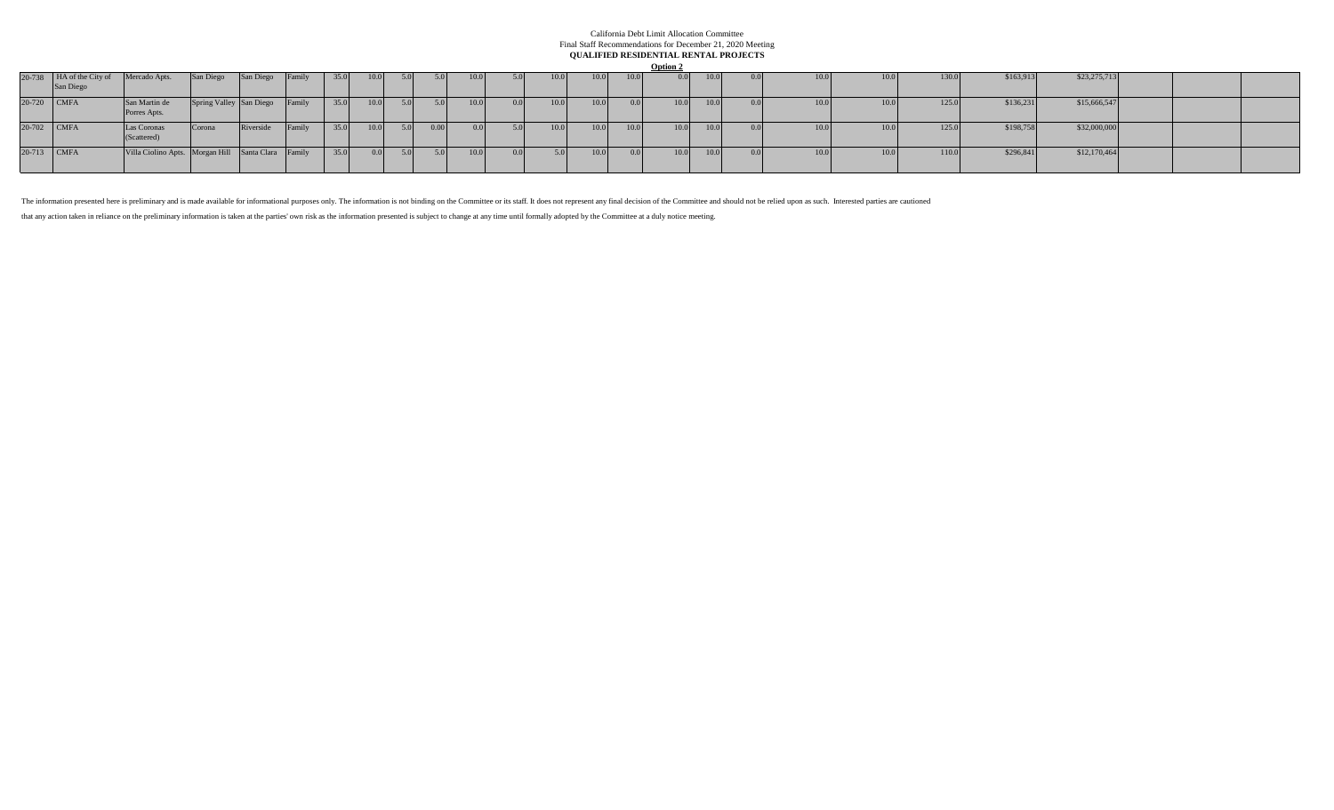California Debt Limit Allocation Committee
Final Staff Recommendations for December 21, 2020 Meeting
**QUALIFIED RESIDENTIAL RENTAL PROJECTS**

**Option 2**

| | | | | | | | | | | | | | | | | | | | | | | | | | |
|---|---|---|---|---|---|---|---|---|---|---|---|---|---|---|---|---|---|---|---|---|---|---|---|---|---|
| 20-738 | HA of the City of San Diego | Mercado Apts. | San Diego | San Diego | Family | 35.0 | 10.0 | 5.0 | 5.0 | 10.0 | 5.0 | 10.0 | 10.0 | 10.0 | 0.0 | 10.0 | 0.0 | 10.0 | 10.0 | 130.0 | $163,913 | $23,275,713 | | | |
| 20-720 | CMFA | San Martin de Porres Apts. | Spring Valley | San Diego | Family | 35.0 | 10.0 | 5.0 | 5.0 | 10.0 | 0.0 | 10.0 | 10.0 | 0.0 | 10.0 | 10.0 | 0.0 | 10.0 | 10.0 | 125.0 | $136,231 | $15,666,547 | | | |
| 20-702 | CMFA | Las Coronas (Scattered) | Corona | Riverside | Family | 35.0 | 10.0 | 5.0 | 0.00 | 0.0 | 5.0 | 10.0 | 10.0 | 10.0 | 10.0 | 10.0 | 0.0 | 10.0 | 10.0 | 125.0 | $198,758 | $32,000,000 | | | |
| 20-713 | CMFA | Villa Ciolino Apts. | Morgan Hill | Santa Clara | Family | 35.0 | 0.0 | 5.0 | 5.0 | 10.0 | 0.0 | 5.0 | 10.0 | 0.0 | 10.0 | 10.0 | 0.0 | 10.0 | 10.0 | 110.0 | $296,841 | $12,170,464 | | | |

The information presented here is preliminary and is made available for informational purposes only. The information is not binding on the Committee or its staff. It does not represent any final decision of the Committee and should not be relied upon as such. Interested parties are cautioned that any action taken in reliance on the preliminary information is taken at the parties' own risk as the information presented is subject to change at any time until formally adopted by the Committee at a duly notice meeting.